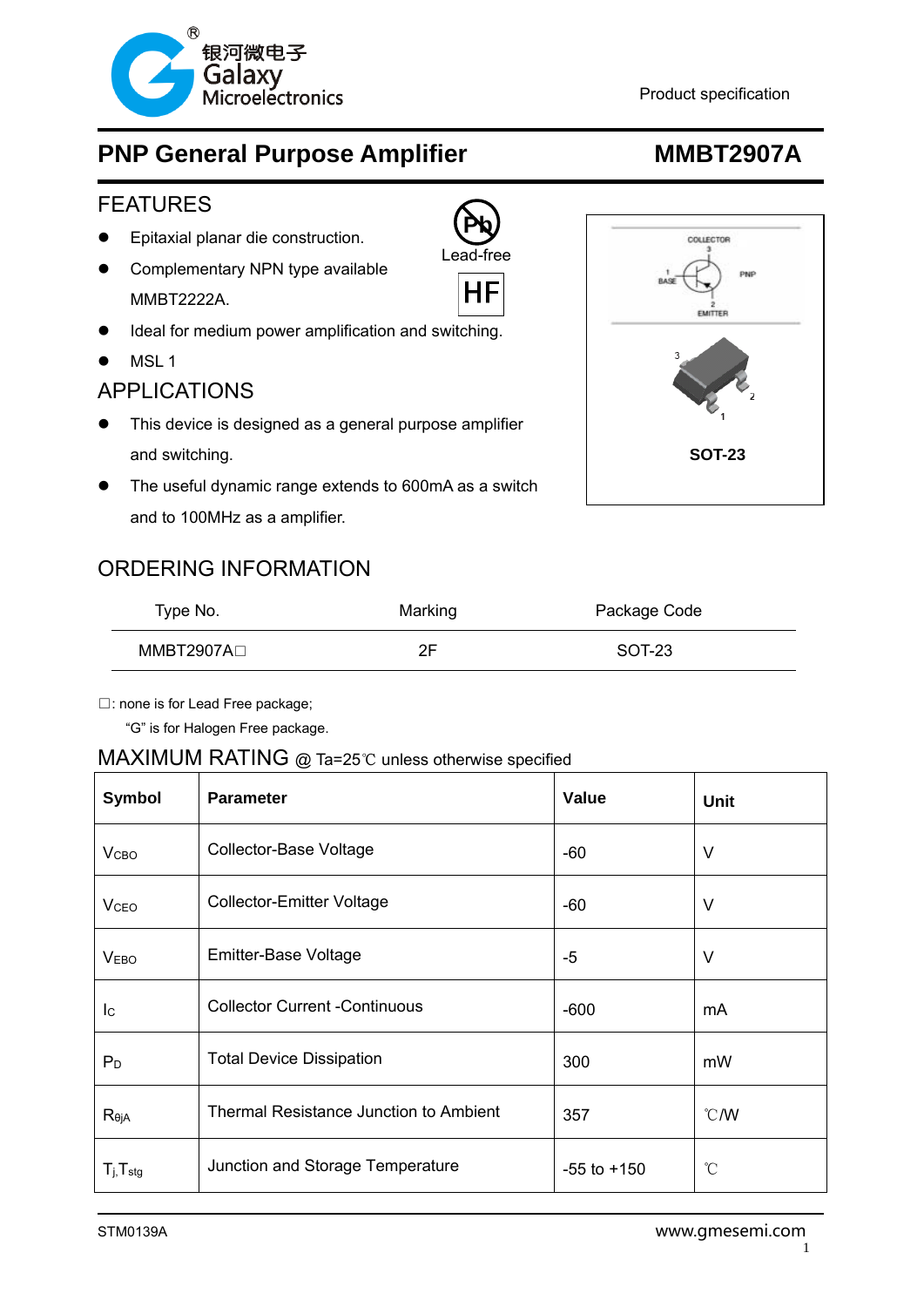Product specification

# PNP General Purpose Amplifier — MMBT2907A

## FEATURES

- Epitaxial planar die construction.
- Complementary NPN type available MMBT2222A.
- Ideal for medium power amplification and switching.
- MSL 1

Lead-free

HF

## APPLICATIONS

- This device is designed as a general purpose amplifier and switching.
- The useful dynamic range extends to 600mA as a switch and to 100MHz as a amplifier.

COLLECTOR 3, BASE 1, EMITTER 2, PNP

SOT-23

## ORDERING INFORMATION

| Type No. | Marking | Package Code |
|---|---|---|
| MMBT2907A□ | 2F | SOT-23 |

□: none is for Lead Free package;
"G" is for Halogen Free package.

## MAXIMUM RATING @ Ta=25℃ unless otherwise specified

| Symbol | Parameter | Value | Unit |
|---|---|---|---|
| $V_{CBO}$ | Collector-Base Voltage | -60 | V |
| $V_{CEO}$ | Collector-Emitter Voltage | -60 | V |
| $V_{EBO}$ | Emitter-Base Voltage | -5 | V |
| $I_C$ | Collector Current -Continuous | -600 | mA |
| $P_D$ | Total Device Dissipation | 300 | mW |
| $R_{\theta jA}$ | Thermal Resistance Junction to Ambient | 357 | ℃/W |
| $T_j, T_{stg}$ | Junction and Storage Temperature | -55 to +150 | ℃ |

STM0139A

www.gmesemi.com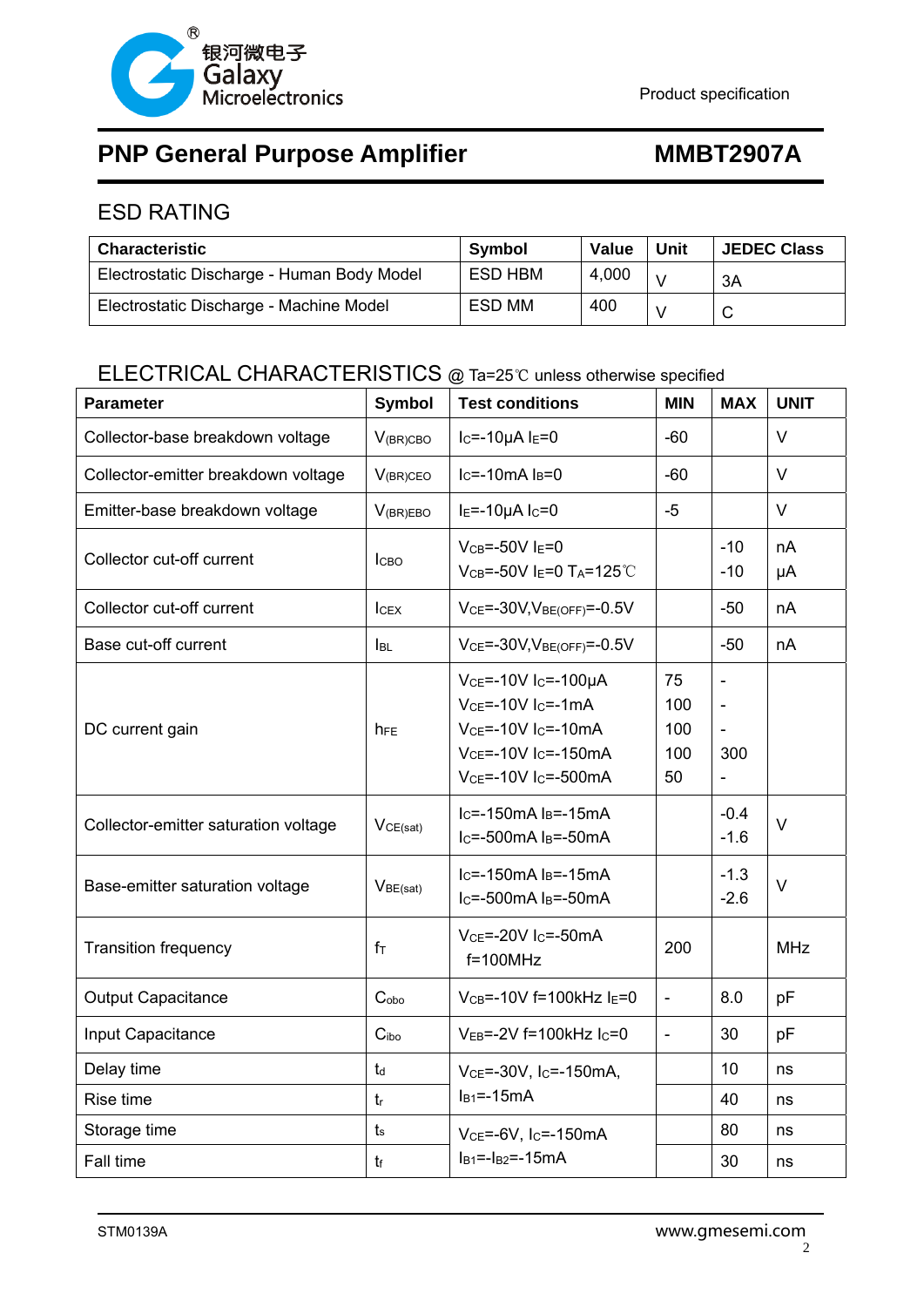# PNP General Purpose Amplifier — MMBT2907A

## ESD RATING

| Characteristic | Symbol | Value | Unit | JEDEC Class |
|---|---|---|---|---|
| Electrostatic Discharge - Human Body Model | ESD HBM | 4,000 | V | 3A |
| Electrostatic Discharge - Machine Model | ESD MM | 400 | V | C |

## ELECTRICAL CHARACTERISTICS @ Ta=25℃ unless otherwise specified

| Parameter | Symbol | Test conditions | MIN | MAX | UNIT |
|---|---|---|---|---|---|
| Collector-base breakdown voltage | $V_{(BR)CBO}$ | $I_C$=-10μA $I_E$=0 | -60 | | V |
| Collector-emitter breakdown voltage | $V_{(BR)CEO}$ | $I_C$=-10mA $I_B$=0 | -60 | | V |
| Emitter-base breakdown voltage | $V_{(BR)EBO}$ | $I_E$=-10μA $I_C$=0 | -5 | | V |
| Collector cut-off current | $I_{CBO}$ | $V_{CB}$=-50V $I_E$=0<br>$V_{CB}$=-50V $I_E$=0 $T_A$=125℃ | | -10<br>-10 | nA<br>μA |
| Collector cut-off current | $I_{CEX}$ | $V_{CE}$=-30V,$V_{BE(OFF)}$=-0.5V | | -50 | nA |
| Base cut-off current | $I_{BL}$ | $V_{CE}$=-30V,$V_{BE(OFF)}$=-0.5V | | -50 | nA |
| DC current gain | $h_{FE}$ | $V_{CE}$=-10V $I_C$=-100μA<br>$V_{CE}$=-10V $I_C$=-1mA<br>$V_{CE}$=-10V $I_C$=-10mA<br>$V_{CE}$=-10V $I_C$=-150mA<br>$V_{CE}$=-10V $I_C$=-500mA | 75<br>100<br>100<br>100<br>50 | -<br>-<br>-<br>300<br>- | |
| Collector-emitter saturation voltage | $V_{CE(sat)}$ | $I_C$=-150mA $I_B$=-15mA<br>$I_C$=-500mA $I_B$=-50mA | | -0.4<br>-1.6 | V |
| Base-emitter saturation voltage | $V_{BE(sat)}$ | $I_C$=-150mA $I_B$=-15mA<br>$I_C$=-500mA $I_B$=-50mA | | -1.3<br>-2.6 | V |
| Transition frequency | $f_T$ | $V_{CE}$=-20V $I_C$=-50mA<br>f=100MHz | 200 | | MHz |
| Output Capacitance | $C_{obo}$ | $V_{CB}$=-10V f=100kHz $I_E$=0 | - | 8.0 | pF |
| Input Capacitance | $C_{ibo}$ | $V_{EB}$=-2V f=100kHz $I_C$=0 | - | 30 | pF |
| Delay time | $t_d$ | $V_{CE}$=-30V, $I_C$=-150mA, $I_{B1}$=-15mA | | 10 | ns |
| Rise time | $t_r$ | | | 40 | ns |
| Storage time | $t_s$ | $V_{CE}$=-6V, $I_C$=-150mA $I_{B1}$=-$I_{B2}$=-15mA | | 80 | ns |
| Fall time | $t_f$ | | | 30 | ns |

STM0139A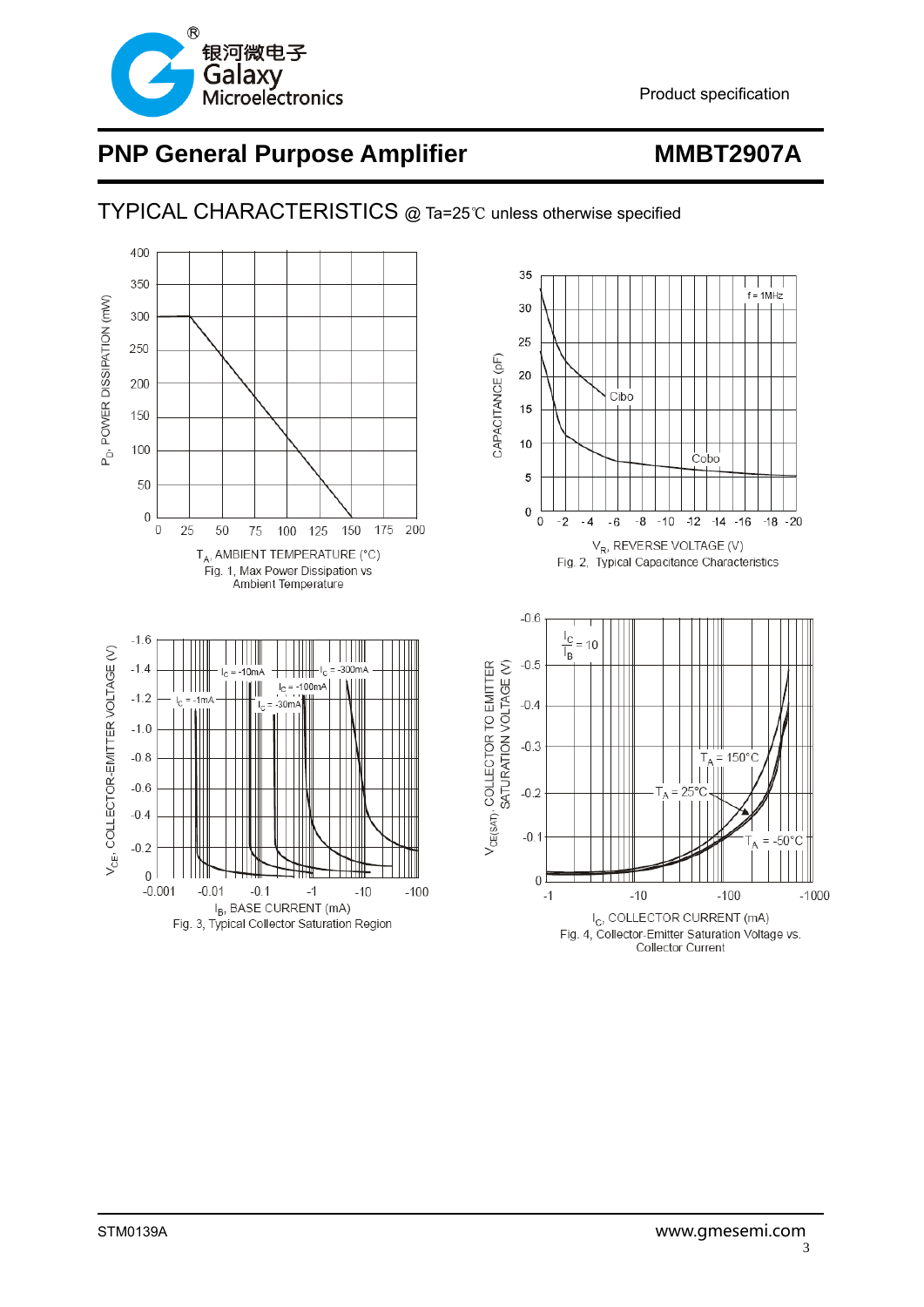# PNP General Purpose Amplifier

**MMBT2907A**

## TYPICAL CHARACTERISTICS @ Ta=25℃ unless otherwise specified

Fig. 1, Max Power Dissipation vs Ambient Temperature

Fig. 2, Typical Capacitance Characteristics

Fig. 3, Typical Collector Saturation Region

Fig. 4, Collector-Emitter Saturation Voltage vs. Collector Current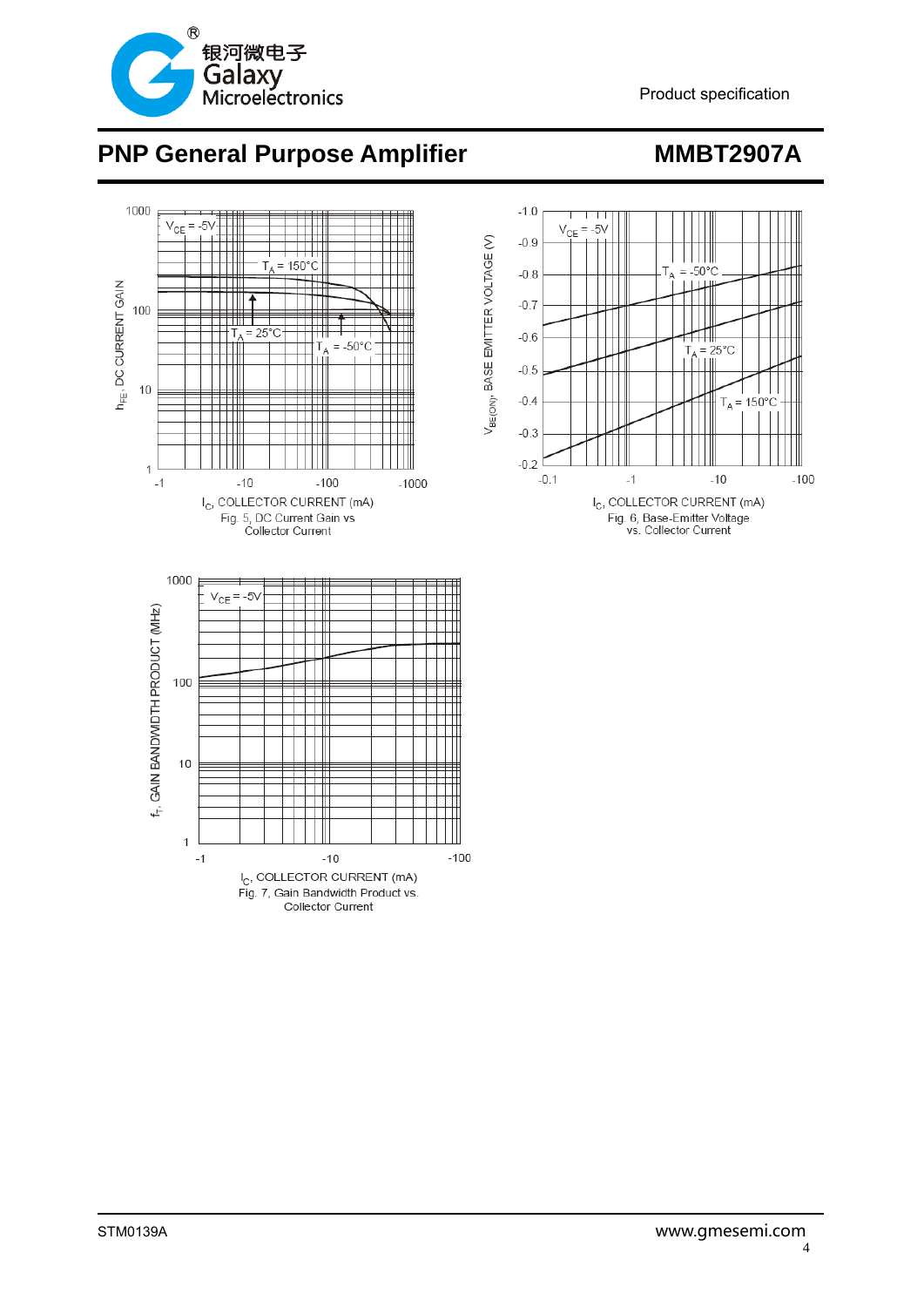# PNP General Purpose Amplifier

## MMBT2907A

$V_{CE}$ = -5V

$T_A$ = 150°C

$T_A$ = 25°C

$T_A$ = -50°C

$h_{FE}$, DC CURRENT GAIN

$I_C$, COLLECTOR CURRENT (mA)

Fig. 5, DC Current Gain vs Collector Current

$V_{CE}$ = -5V

$T_A$ = -50°C

$T_A$ = 25°C

$T_A$ = 150°C

$V_{BE(ON)}$, BASE EMITTER VOLTAGE (V)

$I_C$, COLLECTOR CURRENT (mA)

Fig. 6, Base-Emitter Voltage vs. Collector Current

$V_{CE}$ = -5V

$f_T$, GAIN BANDWIDTH PRODUCT (MHz)

$I_C$, COLLECTOR CURRENT (mA)

Fig. 7, Gain Bandwidth Product vs. Collector Current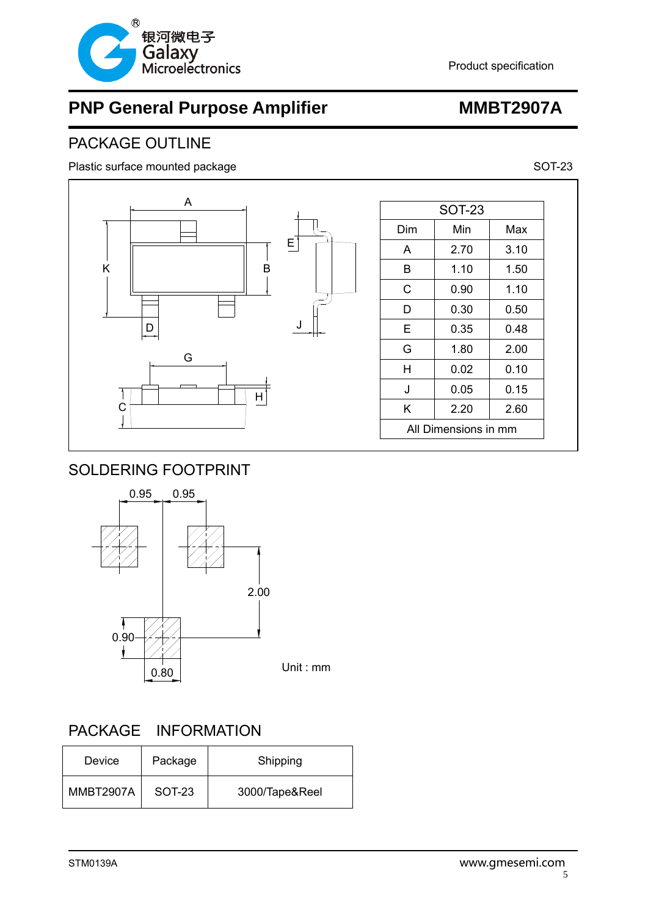# PNP General Purpose Amplifier — MMBT2907A

## PACKAGE OUTLINE

Plastic surface mounted package — SOT-23

A
K
B
E
D
J
G
C
H

| SOT-23 | | |
|---|---|---|
| Dim | Min | Max |
| A | 2.70 | 3.10 |
| B | 1.10 | 1.50 |
| C | 0.90 | 1.10 |
| D | 0.30 | 0.50 |
| E | 0.35 | 0.48 |
| G | 1.80 | 2.00 |
| H | 0.02 | 0.10 |
| J | 0.05 | 0.15 |
| K | 2.20 | 2.60 |
| All Dimensions in mm | | |

## SOLDERING FOOTPRINT

0.95
0.95
2.00
0.90
0.80

Unit : mm

## PACKAGE INFORMATION

| Device | Package | Shipping |
|---|---|---|
| MMBT2907A | SOT-23 | 3000/Tape&Reel |

STM0139A

www.gmesemi.com